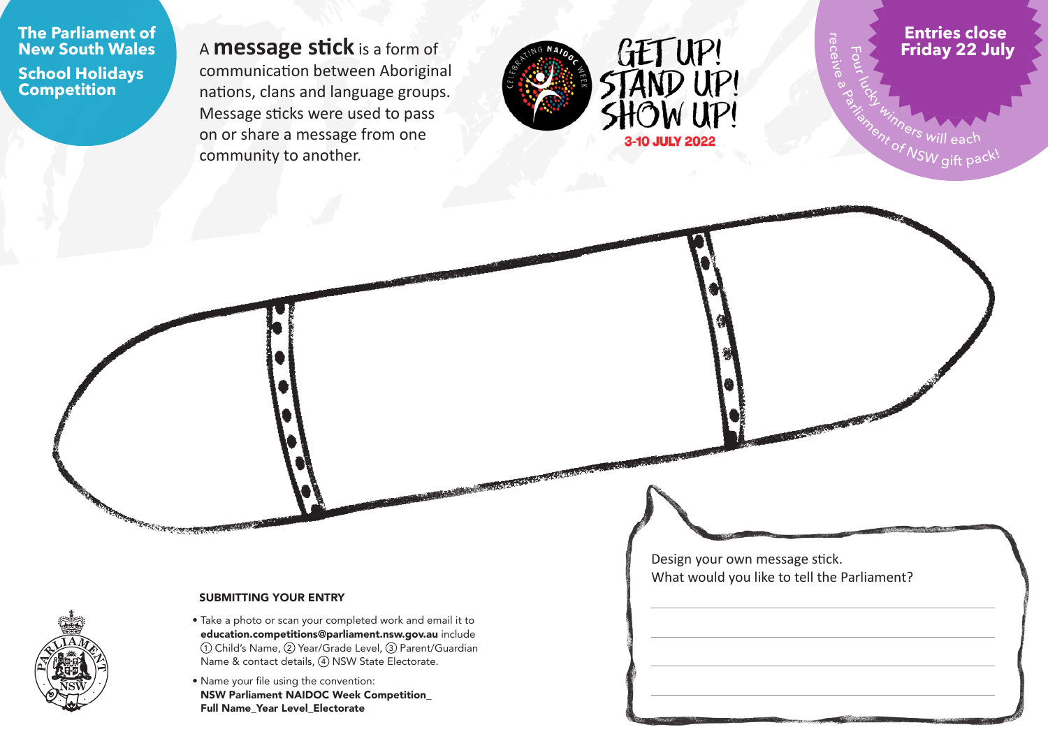# The Parliament of New South Wales

## School Holidays Competition

A **message stick** is a form of communication between Aboriginal nations, clans and language groups. Message sticks were used to pass on or share a message from one community to another.

CELEBRATING NAIDOC WEEK

GET UP! STAND UP! SHOW UP!

3-10 JULY 2022

**Entries close Friday 22 July**

Four lucky winners will each receive a Parliament of NSW gift pack!

Design your own message stick.
What would you like to tell the Parliament?

### SUBMITTING YOUR ENTRY

- Take a photo or scan your completed work and email it to **education.competitions@parliament.nsw.gov.au** include ① Child's Name, ② Year/Grade Level, ③ Parent/Guardian Name & contact details, ④ NSW State Electorate.
- Name your file using the convention: **NSW Parliament NAIDOC Week Competition_ Full Name_Year Level_Electorate**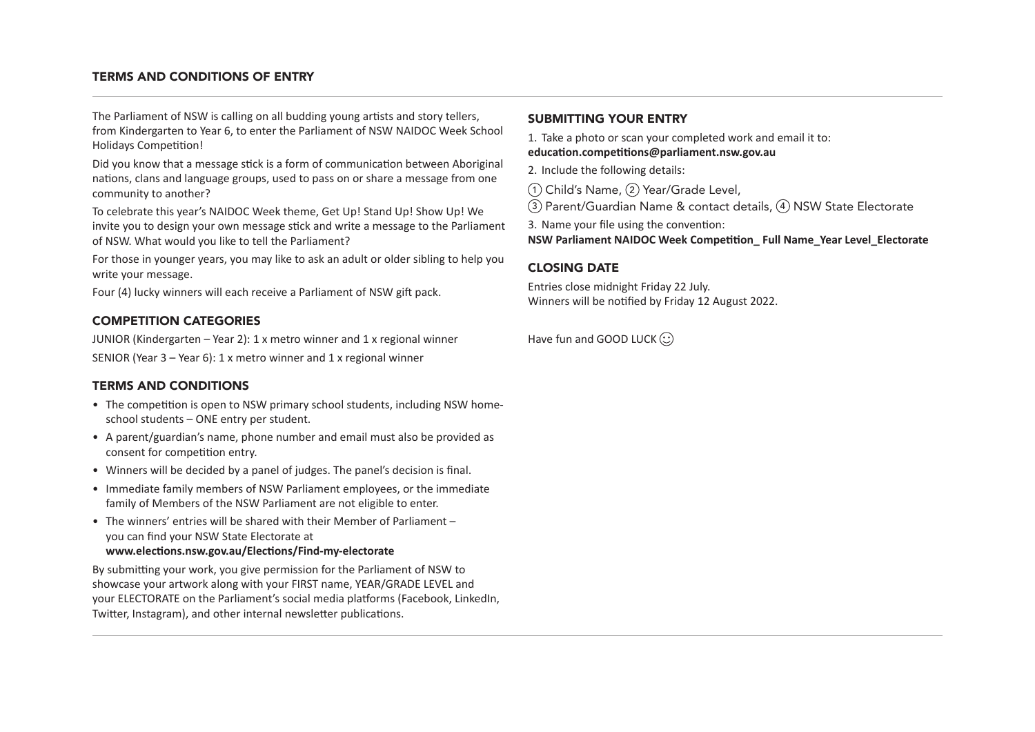## TERMS AND CONDITIONS OF ENTRY

The Parliament of NSW is calling on all budding young artists and story tellers, from Kindergarten to Year 6, to enter the Parliament of NSW NAIDOC Week School Holidays Competition!

Did you know that a message stick is a form of communication between Aboriginal nations, clans and language groups, used to pass on or share a message from one community to another?

To celebrate this year's NAIDOC Week theme, Get Up! Stand Up! Show Up! We invite you to design your own message stick and write a message to the Parliament of NSW. What would you like to tell the Parliament?

For those in younger years, you may like to ask an adult or older sibling to help you write your message.

Four (4) lucky winners will each receive a Parliament of NSW gift pack.

### COMPETITION CATEGORIES

JUNIOR (Kindergarten – Year 2): 1 x metro winner and 1 x regional winner

SENIOR (Year 3 – Year 6): 1 x metro winner and 1 x regional winner

### TERMS AND CONDITIONS

- The competition is open to NSW primary school students, including NSW home-school students – ONE entry per student.
- A parent/guardian's name, phone number and email must also be provided as consent for competition entry.
- Winners will be decided by a panel of judges. The panel's decision is final.
- Immediate family members of NSW Parliament employees, or the immediate family of Members of the NSW Parliament are not eligible to enter.
- The winners' entries will be shared with their Member of Parliament – you can find your NSW State Electorate at **www.elections.nsw.gov.au/Elections/Find-my-electorate**

By submitting your work, you give permission for the Parliament of NSW to showcase your artwork along with your FIRST name, YEAR/GRADE LEVEL and your ELECTORATE on the Parliament's social media platforms (Facebook, LinkedIn, Twitter, Instagram), and other internal newsletter publications.

### SUBMITTING YOUR ENTRY

1. Take a photo or scan your completed work and email it to: **education.competitions@parliament.nsw.gov.au**
2. Include the following details:

   (1) Child's Name, (2) Year/Grade Level,
   (3) Parent/Guardian Name & contact details, (4) NSW State Electorate

3. Name your file using the convention: **NSW Parliament NAIDOC Week Competition_ Full Name_Year Level_Electorate**

### CLOSING DATE

Entries close midnight Friday 22 July.
Winners will be notified by Friday 12 August 2022.

Have fun and GOOD LUCK ☺